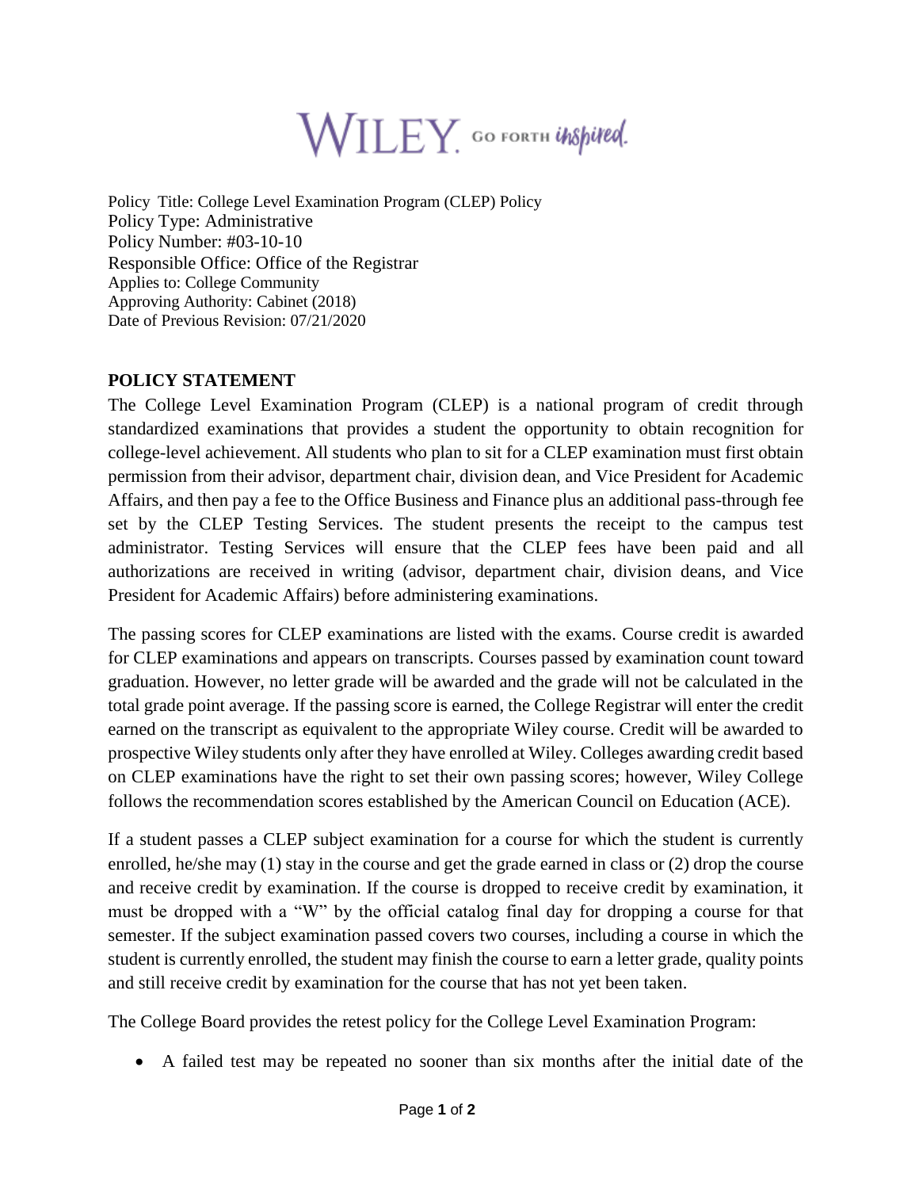WILEY. GO FORTH inspired.

Policy Title: College Level Examination Program (CLEP) Policy
Policy Type: Administrative
Policy Number: #03-10-10
Responsible Office: Office of the Registrar
Applies to: College Community
Approving Authority: Cabinet (2018)
Date of Previous Revision: 07/21/2020

## POLICY STATEMENT

The College Level Examination Program (CLEP) is a national program of credit through standardized examinations that provides a student the opportunity to obtain recognition for college-level achievement. All students who plan to sit for a CLEP examination must first obtain permission from their advisor, department chair, division dean, and Vice President for Academic Affairs, and then pay a fee to the Office Business and Finance plus an additional pass-through fee set by the CLEP Testing Services. The student presents the receipt to the campus test administrator. Testing Services will ensure that the CLEP fees have been paid and all authorizations are received in writing (advisor, department chair, division deans, and Vice President for Academic Affairs) before administering examinations.

The passing scores for CLEP examinations are listed with the exams. Course credit is awarded for CLEP examinations and appears on transcripts. Courses passed by examination count toward graduation. However, no letter grade will be awarded and the grade will not be calculated in the total grade point average. If the passing score is earned, the College Registrar will enter the credit earned on the transcript as equivalent to the appropriate Wiley course. Credit will be awarded to prospective Wiley students only after they have enrolled at Wiley. Colleges awarding credit based on CLEP examinations have the right to set their own passing scores; however, Wiley College follows the recommendation scores established by the American Council on Education (ACE).

If a student passes a CLEP subject examination for a course for which the student is currently enrolled, he/she may (1) stay in the course and get the grade earned in class or (2) drop the course and receive credit by examination. If the course is dropped to receive credit by examination, it must be dropped with a "W" by the official catalog final day for dropping a course for that semester. If the subject examination passed covers two courses, including a course in which the student is currently enrolled, the student may finish the course to earn a letter grade, quality points and still receive credit by examination for the course that has not yet been taken.

The College Board provides the retest policy for the College Level Examination Program:

- A failed test may be repeated no sooner than six months after the initial date of the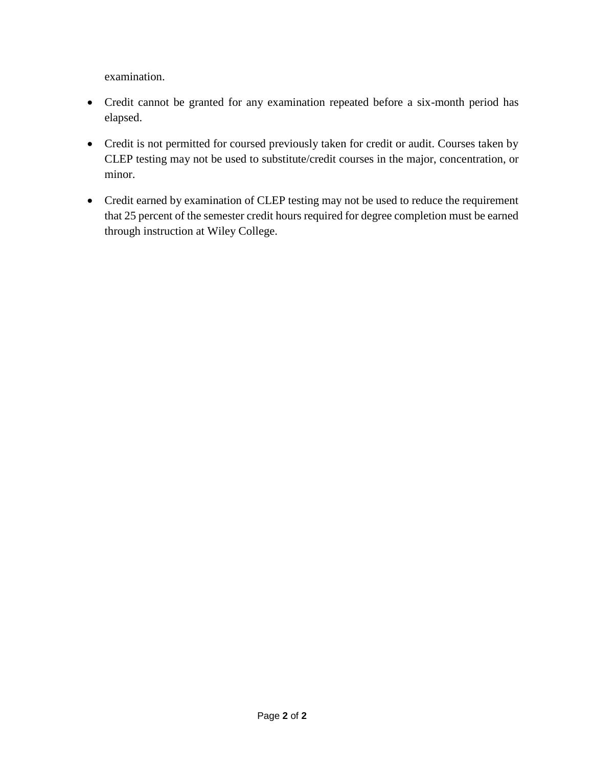examination.

- Credit cannot be granted for any examination repeated before a six-month period has elapsed.
- Credit is not permitted for coursed previously taken for credit or audit. Courses taken by CLEP testing may not be used to substitute/credit courses in the major, concentration, or minor.
- Credit earned by examination of CLEP testing may not be used to reduce the requirement that 25 percent of the semester credit hours required for degree completion must be earned through instruction at Wiley College.